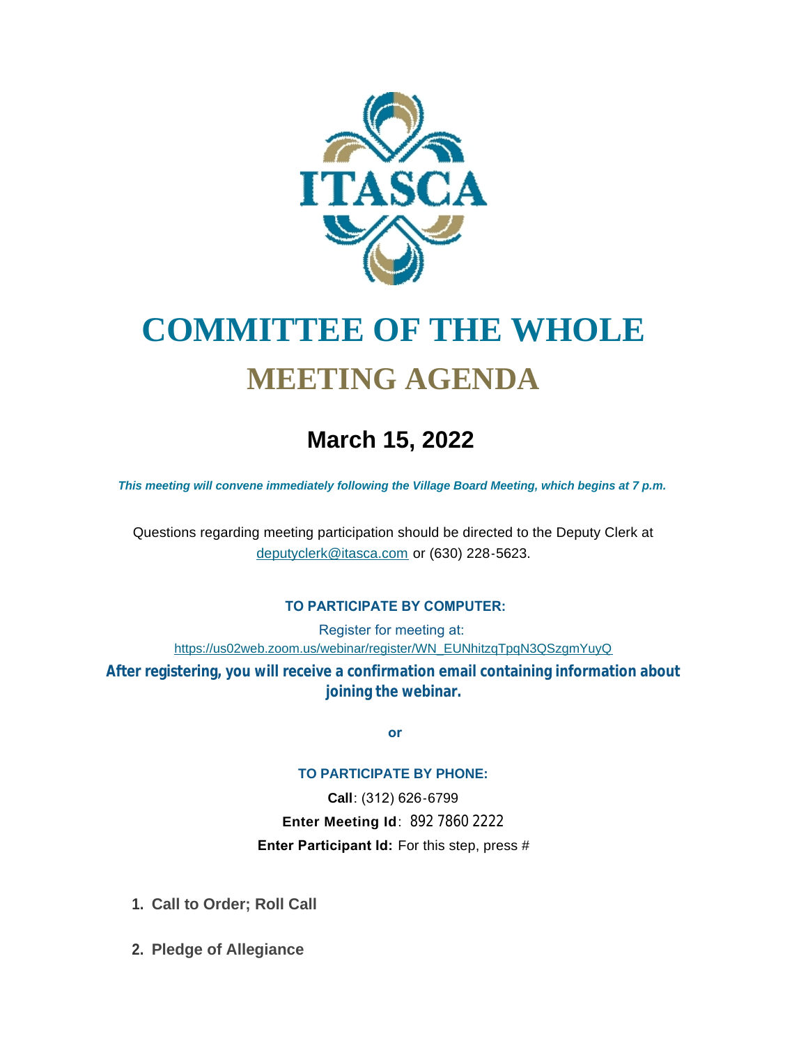# COMMITTEE OF THE WHOLE

## MEETING AGENDA

### March 15, 2022

***This meeting will convene immediately following the Village Board Meeting, which begins at 7 p.m.***

Questions regarding meeting participation should be directed to the Deputy Clerk at deputyclerk@itasca.com or (630) 228-5623.

**TO PARTICIPATE BY COMPUTER:**

Register for meeting at:
https://us02web.zoom.us/webinar/register/WN_EUNhitzqTpqN3QSzgmYuyQ

**After registering, you will receive a confirmation email containing information about joining the webinar.**

**or**

**TO PARTICIPATE BY PHONE:**

**Call**: (312) 626-6799

**Enter Meeting Id**: 892 7860 2222

**Enter Participant Id:** For this step, press #

1. **Call to Order; Roll Call**

2. **Pledge of Allegiance**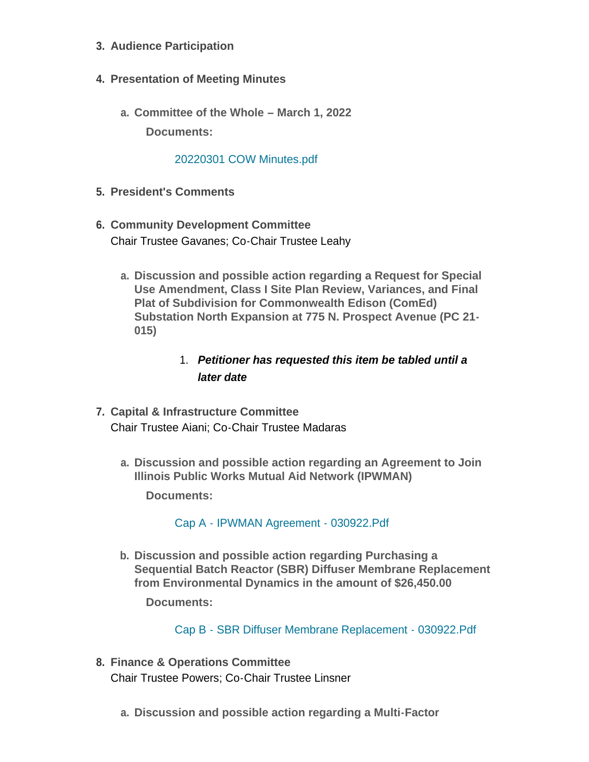3. **Audience Participation**

4. **Presentation of Meeting Minutes**

   a. **Committee of the Whole – March 1, 2022**

      **Documents:**

      20220301 COW Minutes.pdf

5. **President's Comments**

6. **Community Development Committee**
   Chair Trustee Gavanes; Co-Chair Trustee Leahy

   a. **Discussion and possible action regarding a Request for Special Use Amendment, Class I Site Plan Review, Variances, and Final Plat of Subdivision for Commonwealth Edison (ComEd) Substation North Expansion at 775 N. Prospect Avenue (PC 21-015)**

      1. ***Petitioner has requested this item be tabled until a later date***

7. **Capital & Infrastructure Committee**
   Chair Trustee Aiani; Co-Chair Trustee Madaras

   a. **Discussion and possible action regarding an Agreement to Join Illinois Public Works Mutual Aid Network (IPWMAN)**

      **Documents:**

      Cap A - IPWMAN Agreement - 030922.Pdf

   b. **Discussion and possible action regarding Purchasing a Sequential Batch Reactor (SBR) Diffuser Membrane Replacement from Environmental Dynamics in the amount of $26,450.00**

      **Documents:**

      Cap B - SBR Diffuser Membrane Replacement - 030922.Pdf

8. **Finance & Operations Committee**
   Chair Trustee Powers; Co-Chair Trustee Linsner

   a. **Discussion and possible action regarding a Multi-Factor**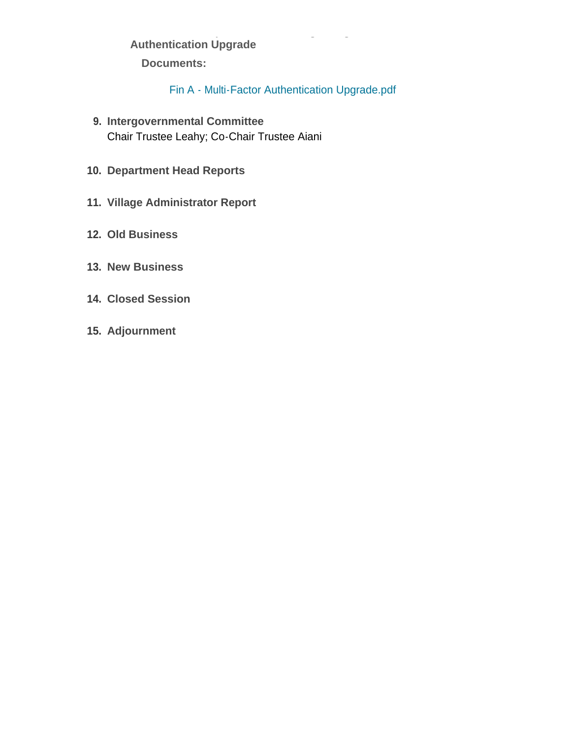**Authentication Upgrade**

**Documents:**

Fin A - Multi-Factor Authentication Upgrade.pdf

9. **Intergovernmental Committee**
   Chair Trustee Leahy; Co-Chair Trustee Aiani

10. **Department Head Reports**

11. **Village Administrator Report**

12. **Old Business**

13. **New Business**

14. **Closed Session**

15. **Adjournment**